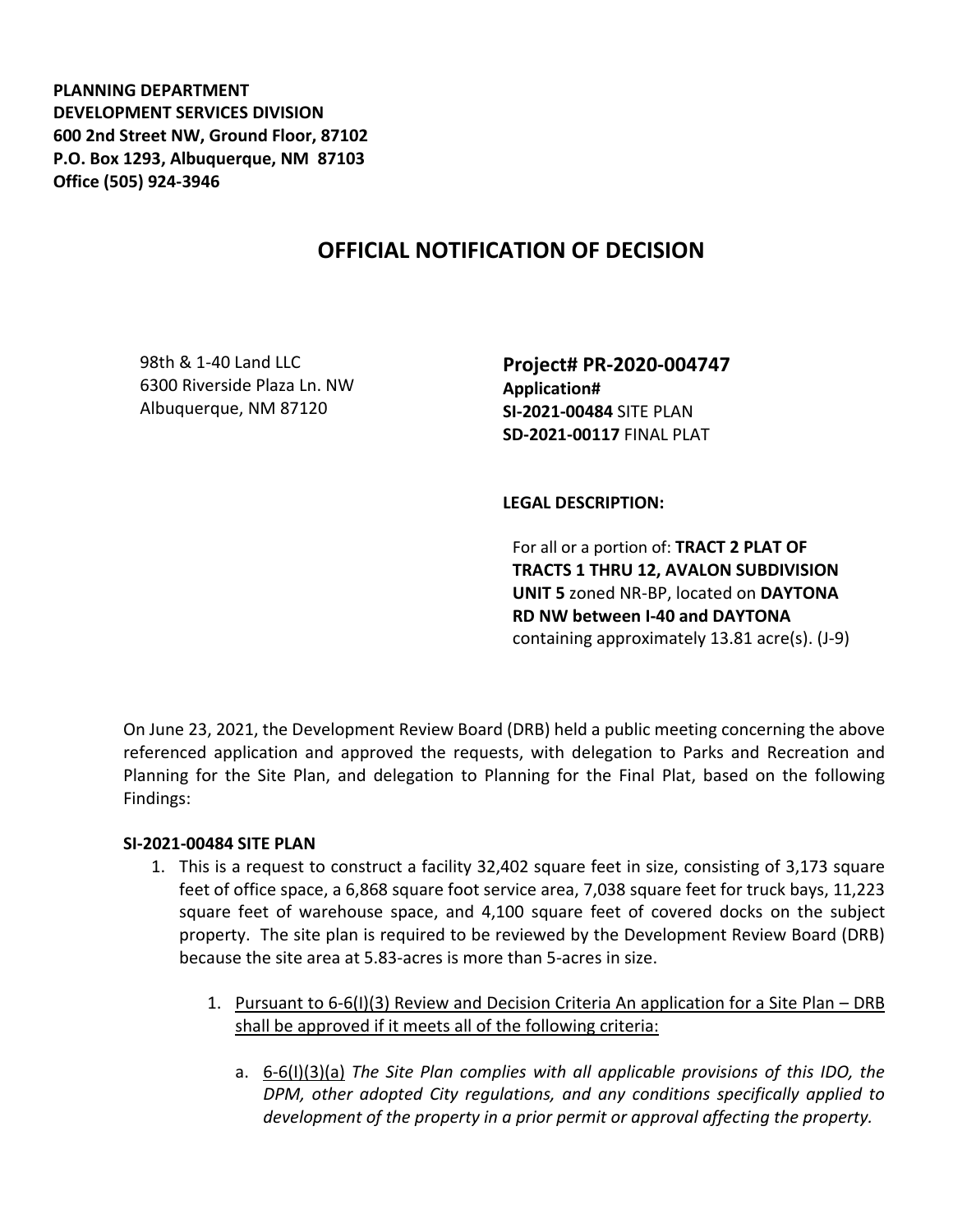**PLANNING DEPARTMENT**
**DEVELOPMENT SERVICES DIVISION**
**600 2nd Street NW, Ground Floor, 87102**
**P.O. Box 1293, Albuquerque, NM 87103**
**Office (505) 924-3946**

# OFFICIAL NOTIFICATION OF DECISION

98th & 1-40 Land LLC
6300 Riverside Plaza Ln. NW
Albuquerque, NM 87120

**Project# PR-2020-004747**
**Application#**
**SI-2021-00484** SITE PLAN
**SD-2021-00117** FINAL PLAT

**LEGAL DESCRIPTION:**

For all or a portion of: **TRACT 2 PLAT OF TRACTS 1 THRU 12, AVALON SUBDIVISION UNIT 5** zoned NR-BP, located on **DAYTONA RD NW between I-40 and DAYTONA** containing approximately 13.81 acre(s). (J-9)

On June 23, 2021, the Development Review Board (DRB) held a public meeting concerning the above referenced application and approved the requests, with delegation to Parks and Recreation and Planning for the Site Plan, and delegation to Planning for the Final Plat, based on the following Findings:

**SI-2021-00484 SITE PLAN**

1. This is a request to construct a facility 32,402 square feet in size, consisting of 3,173 square feet of office space, a 6,868 square foot service area, 7,038 square feet for truck bays, 11,223 square feet of warehouse space, and 4,100 square feet of covered docks on the subject property. The site plan is required to be reviewed by the Development Review Board (DRB) because the site area at 5.83-acres is more than 5-acres in size.

    1. Pursuant to 6-6(I)(3) Review and Decision Criteria An application for a Site Plan – DRB shall be approved if it meets all of the following criteria:

        a. 6-6(I)(3)(a) *The Site Plan complies with all applicable provisions of this IDO, the DPM, other adopted City regulations, and any conditions specifically applied to development of the property in a prior permit or approval affecting the property.*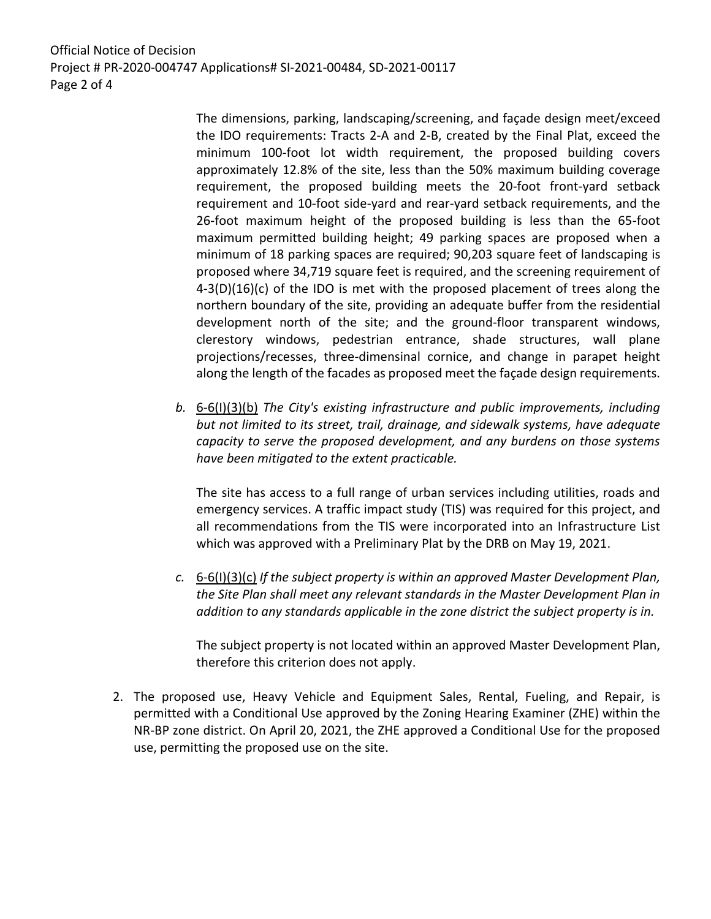The dimensions, parking, landscaping/screening, and façade design meet/exceed the IDO requirements: Tracts 2-A and 2-B, created by the Final Plat, exceed the minimum 100-foot lot width requirement, the proposed building covers approximately 12.8% of the site, less than the 50% maximum building coverage requirement, the proposed building meets the 20-foot front-yard setback requirement and 10-foot side-yard and rear-yard setback requirements, and the 26-foot maximum height of the proposed building is less than the 65-foot maximum permitted building height; 49 parking spaces are proposed when a minimum of 18 parking spaces are required; 90,203 square feet of landscaping is proposed where 34,719 square feet is required, and the screening requirement of 4-3(D)(16)(c) of the IDO is met with the proposed placement of trees along the northern boundary of the site, providing an adequate buffer from the residential development north of the site; and the ground-floor transparent windows, clerestory windows, pedestrian entrance, shade structures, wall plane projections/recesses, three-dimensinal cornice, and change in parapet height along the length of the facades as proposed meet the façade design requirements.

*b.* <u>6-6(I)(3)(b)</u> *The City's existing infrastructure and public improvements, including but not limited to its street, trail, drainage, and sidewalk systems, have adequate capacity to serve the proposed development, and any burdens on those systems have been mitigated to the extent practicable.*

The site has access to a full range of urban services including utilities, roads and emergency services. A traffic impact study (TIS) was required for this project, and all recommendations from the TIS were incorporated into an Infrastructure List which was approved with a Preliminary Plat by the DRB on May 19, 2021.

*c.* <u>6-6(I)(3)(c)</u> *If the subject property is within an approved Master Development Plan, the Site Plan shall meet any relevant standards in the Master Development Plan in addition to any standards applicable in the zone district the subject property is in.*

The subject property is not located within an approved Master Development Plan, therefore this criterion does not apply.

2. The proposed use, Heavy Vehicle and Equipment Sales, Rental, Fueling, and Repair, is permitted with a Conditional Use approved by the Zoning Hearing Examiner (ZHE) within the NR-BP zone district. On April 20, 2021, the ZHE approved a Conditional Use for the proposed use, permitting the proposed use on the site.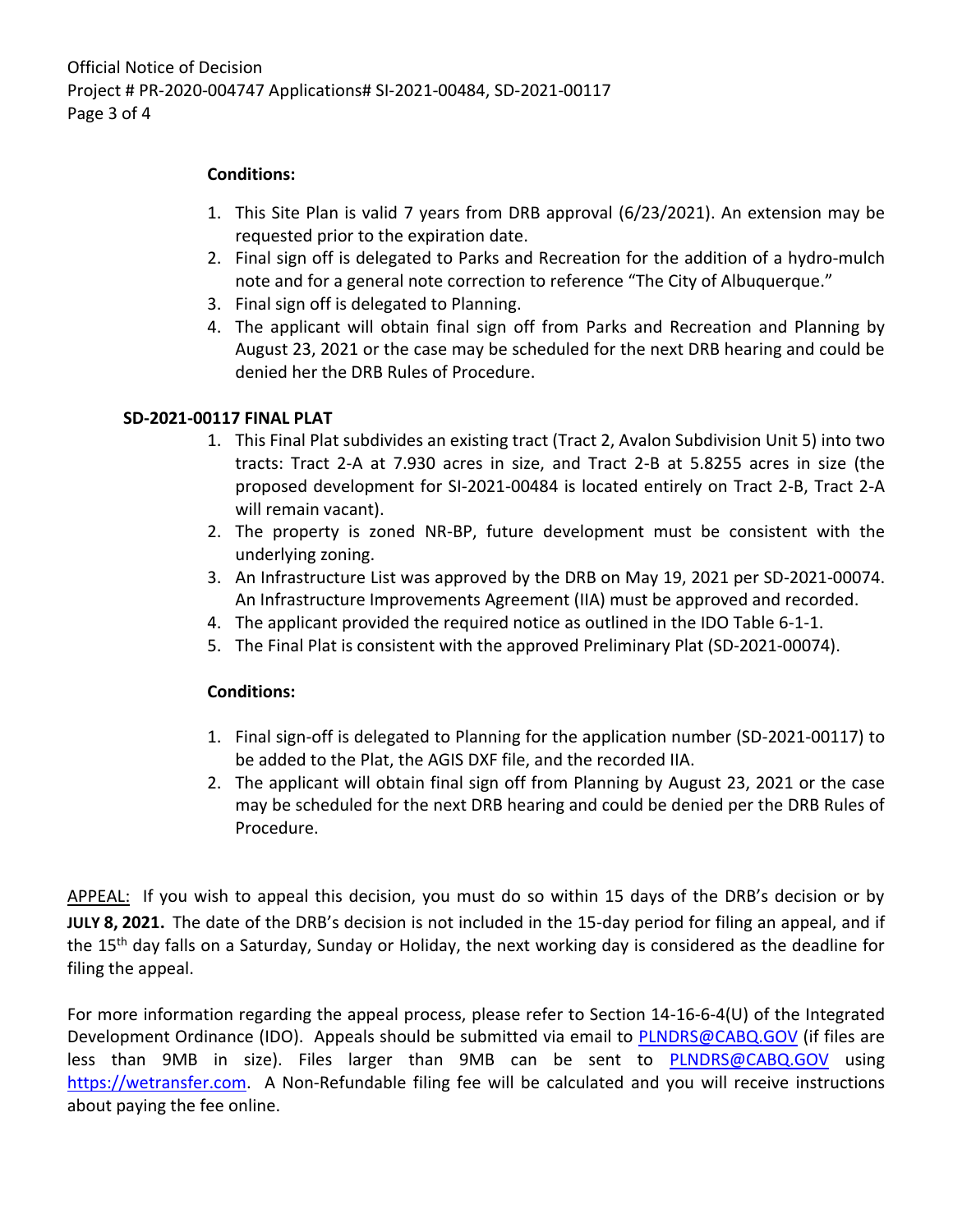**Conditions:**

1. This Site Plan is valid 7 years from DRB approval (6/23/2021). An extension may be requested prior to the expiration date.
2. Final sign off is delegated to Parks and Recreation for the addition of a hydro-mulch note and for a general note correction to reference "The City of Albuquerque."
3. Final sign off is delegated to Planning.
4. The applicant will obtain final sign off from Parks and Recreation and Planning by August 23, 2021 or the case may be scheduled for the next DRB hearing and could be denied her the DRB Rules of Procedure.

**SD-2021-00117 FINAL PLAT**

1. This Final Plat subdivides an existing tract (Tract 2, Avalon Subdivision Unit 5) into two tracts: Tract 2-A at 7.930 acres in size, and Tract 2-B at 5.8255 acres in size (the proposed development for SI-2021-00484 is located entirely on Tract 2-B, Tract 2-A will remain vacant).
2. The property is zoned NR-BP, future development must be consistent with the underlying zoning.
3. An Infrastructure List was approved by the DRB on May 19, 2021 per SD-2021-00074. An Infrastructure Improvements Agreement (IIA) must be approved and recorded.
4. The applicant provided the required notice as outlined in the IDO Table 6-1-1.
5. The Final Plat is consistent with the approved Preliminary Plat (SD-2021-00074).

**Conditions:**

1. Final sign-off is delegated to Planning for the application number (SD-2021-00117) to be added to the Plat, the AGIS DXF file, and the recorded IIA.
2. The applicant will obtain final sign off from Planning by August 23, 2021 or the case may be scheduled for the next DRB hearing and could be denied per the DRB Rules of Procedure.

APPEAL: If you wish to appeal this decision, you must do so within 15 days of the DRB's decision or by **JULY 8, 2021.** The date of the DRB's decision is not included in the 15-day period for filing an appeal, and if the 15th day falls on a Saturday, Sunday or Holiday, the next working day is considered as the deadline for filing the appeal.

For more information regarding the appeal process, please refer to Section 14-16-6-4(U) of the Integrated Development Ordinance (IDO). Appeals should be submitted via email to [PLNDRS@CABQ.GOV](mailto:PLNDRS@CABQ.GOV) (if files are less than 9MB in size). Files larger than 9MB can be sent to [PLNDRS@CABQ.GOV](mailto:PLNDRS@CABQ.GOV) using [https://wetransfer.com](https://wetransfer.com). A Non-Refundable filing fee will be calculated and you will receive instructions about paying the fee online.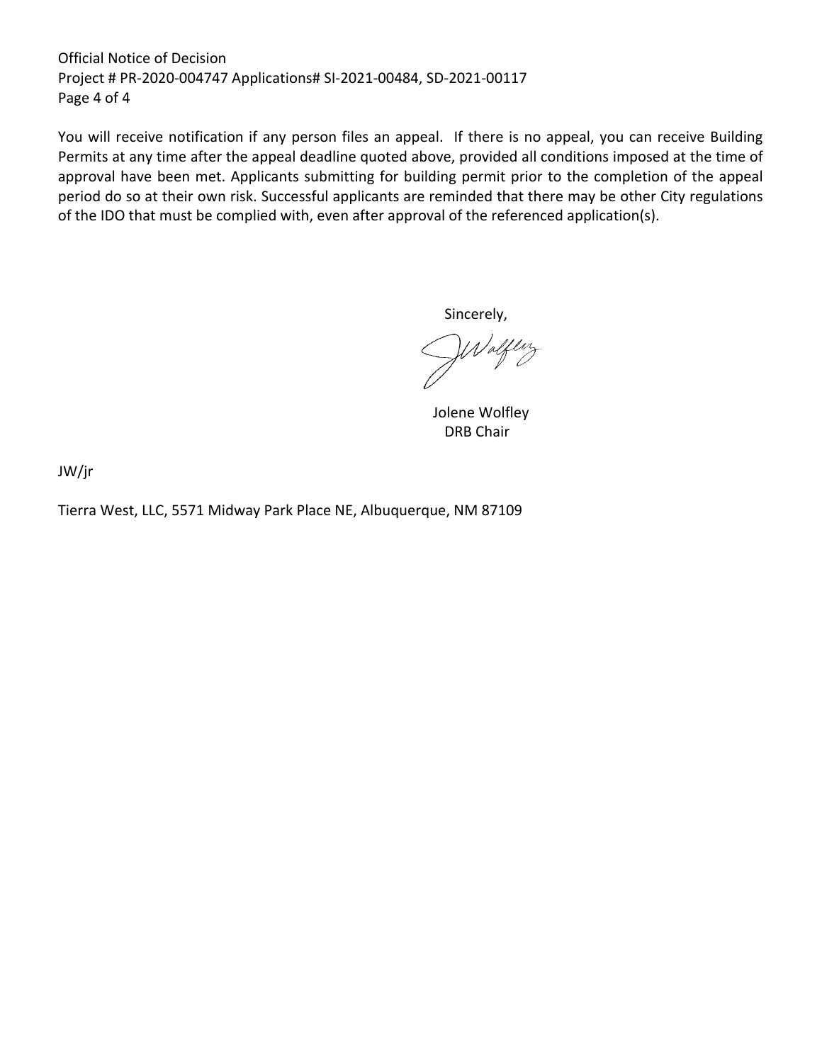You will receive notification if any person files an appeal. If there is no appeal, you can receive Building Permits at any time after the appeal deadline quoted above, provided all conditions imposed at the time of approval have been met. Applicants submitting for building permit prior to the completion of the appeal period do so at their own risk. Successful applicants are reminded that there may be other City regulations of the IDO that must be complied with, even after approval of the referenced application(s).

Sincerely,

JWolfley

Jolene Wolfley
DRB Chair

JW/jr

Tierra West, LLC, 5571 Midway Park Place NE, Albuquerque, NM 87109